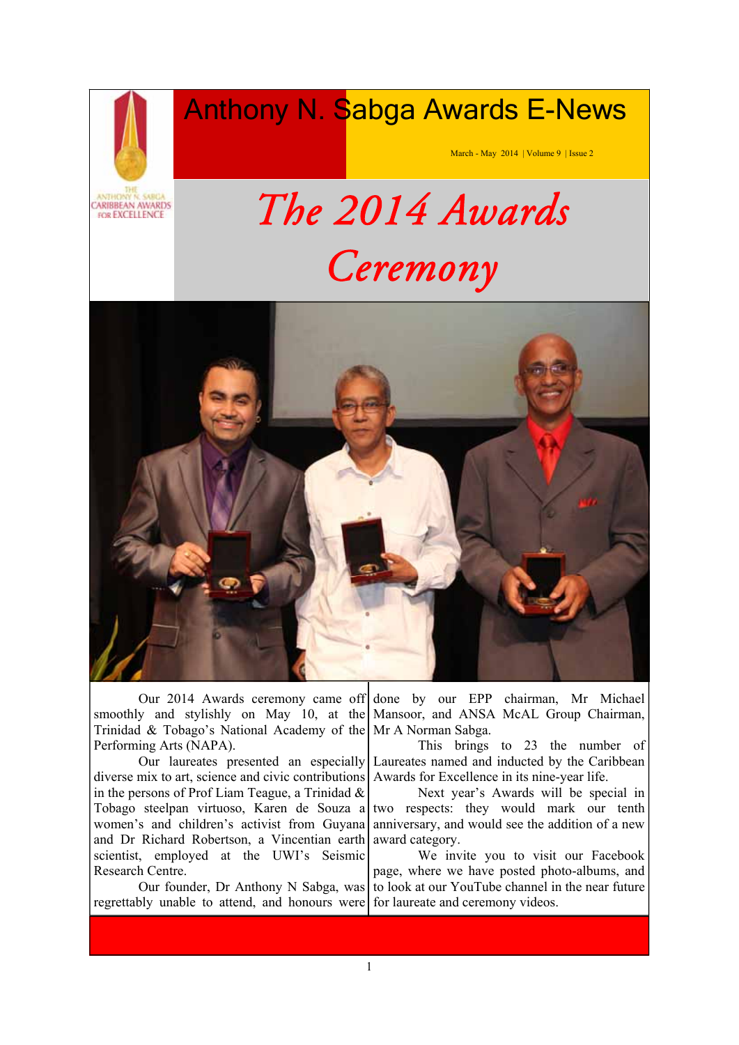# Anthony N. Sabga Awards E-News

March - May 2014 | Volume 9 | Issue 2

## *The 2014 Awards Ceremony*

Our 2014 Awards ceremony came off smoothly and stylishly on May 10, at the Trinidad & Tobago's National Academy of the Performing Arts (NAPA).

Our laureates presented an especially diverse mix to art, science and civic contributions in the persons of Prof Liam Teague, a Trinidad & Tobago steelpan virtuoso, Karen de Souza a women's and children's activist from Guyana and Dr Richard Robertson, a Vincentian earth scientist, employed at the UWI's Seismic Research Centre.

Our founder, Dr Anthony N Sabga, was regrettably unable to attend, and honours were done by our EPP chairman, Mr Michael Mansoor, and ANSA McAL Group Chairman, Mr A Norman Sabga.

This brings to 23 the number of Laureates named and inducted by the Caribbean Awards for Excellence in its nine-year life.

Next year's Awards will be special in two respects: they would mark our tenth anniversary, and would see the addition of a new award category.

We invite you to visit our Facebook page, where we have posted photo-albums, and to look at our YouTube channel in the near future for laureate and ceremony videos.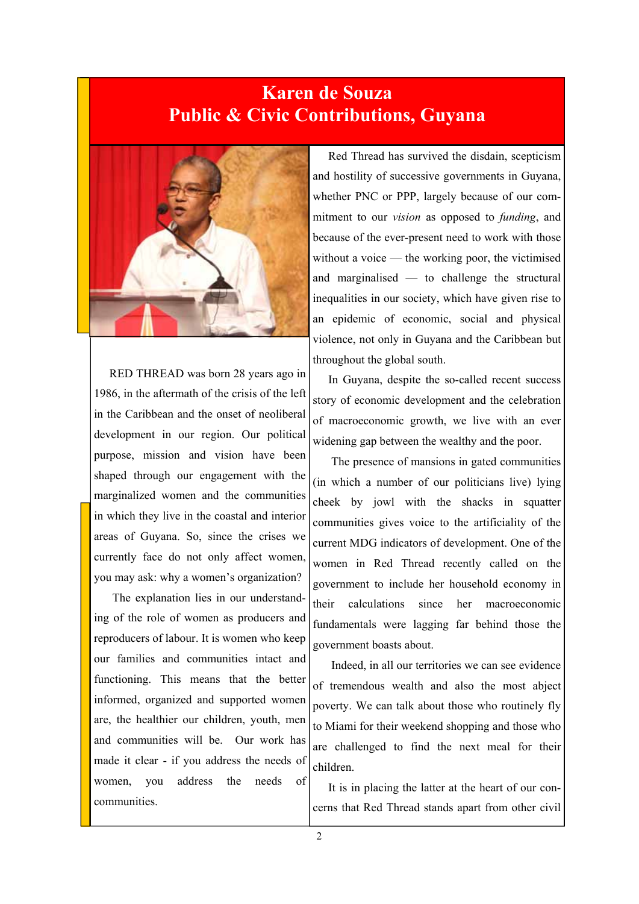# Karen de Souza
# Public & Civic Contributions, Guyana

RED THREAD was born 28 years ago in 1986, in the aftermath of the crisis of the left in the Caribbean and the onset of neoliberal development in our region. Our political purpose, mission and vision have been shaped through our engagement with the marginalized women and the communities in which they live in the coastal and interior areas of Guyana. So, since the crises we currently face do not only affect women, you may ask: why a women's organization?

The explanation lies in our understanding of the role of women as producers and reproducers of labour. It is women who keep our families and communities intact and functioning. This means that the better informed, organized and supported women are, the healthier our children, youth, men and communities will be. Our work has made it clear - if you address the needs of women, you address the needs of communities.

Red Thread has survived the disdain, scepticism and hostility of successive governments in Guyana, whether PNC or PPP, largely because of our commitment to our *vision* as opposed to *funding*, and because of the ever-present need to work with those without a voice — the working poor, the victimised and marginalised — to challenge the structural inequalities in our society, which have given rise to an epidemic of economic, social and physical violence, not only in Guyana and the Caribbean but throughout the global south.

In Guyana, despite the so-called recent success story of economic development and the celebration of macroeconomic growth, we live with an ever widening gap between the wealthy and the poor.

The presence of mansions in gated communities (in which a number of our politicians live) lying cheek by jowl with the shacks in squatter communities gives voice to the artificiality of the current MDG indicators of development. One of the women in Red Thread recently called on the government to include her household economy in their calculations since her macroeconomic fundamentals were lagging far behind those the government boasts about.

Indeed, in all our territories we can see evidence of tremendous wealth and also the most abject poverty. We can talk about those who routinely fly to Miami for their weekend shopping and those who are challenged to find the next meal for their children.

It is in placing the latter at the heart of our concerns that Red Thread stands apart from other civil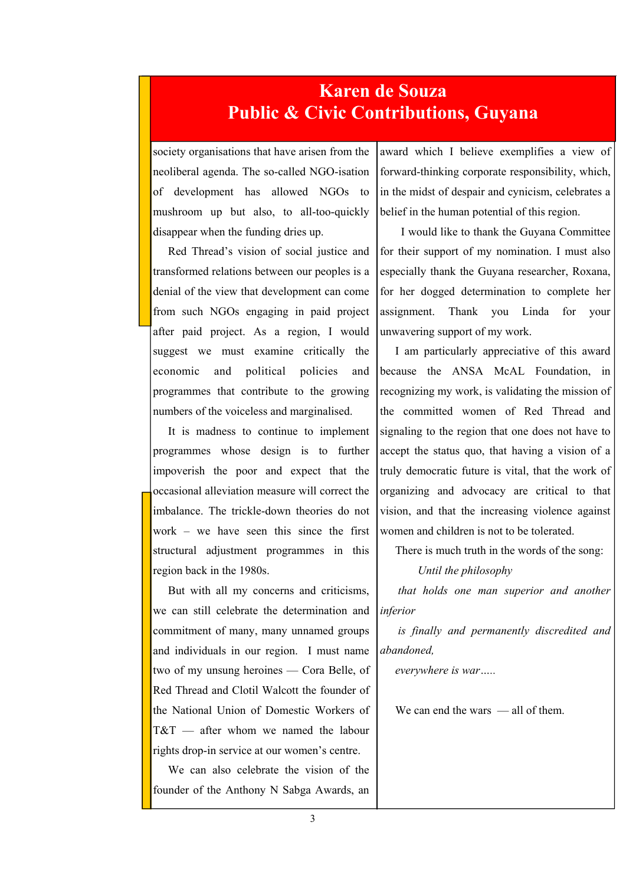society organisations that have arisen from the neoliberal agenda. The so-called NGO-isation of development has allowed NGOs to mushroom up but also, to all-too-quickly disappear when the funding dries up.

Red Thread's vision of social justice and transformed relations between our peoples is a denial of the view that development can come from such NGOs engaging in paid project after paid project. As a region, I would suggest we must examine critically the economic and political policies and programmes that contribute to the growing numbers of the voiceless and marginalised.

It is madness to continue to implement programmes whose design is to further impoverish the poor and expect that the occasional alleviation measure will correct the imbalance. The trickle-down theories do not work – we have seen this since the first structural adjustment programmes in this region back in the 1980s.

But with all my concerns and criticisms, we can still celebrate the determination and commitment of many, many unnamed groups and individuals in our region. I must name two of my unsung heroines — Cora Belle, of Red Thread and Clotil Walcott the founder of the National Union of Domestic Workers of T&T — after whom we named the labour rights drop-in service at our women's centre.

We can also celebrate the vision of the founder of the Anthony N Sabga Awards, an award which I believe exemplifies a view of forward-thinking corporate responsibility, which, in the midst of despair and cynicism, celebrates a belief in the human potential of this region.

I would like to thank the Guyana Committee for their support of my nomination. I must also especially thank the Guyana researcher, Roxana, for her dogged determination to complete her assignment. Thank you Linda for your unwavering support of my work.

I am particularly appreciative of this award because the ANSA McAL Foundation, in recognizing my work, is validating the mission of the committed women of Red Thread and signaling to the region that one does not have to accept the status quo, that having a vision of a truly democratic future is vital, that the work of organizing and advocacy are critical to that vision, and that the increasing violence against women and children is not to be tolerated.

There is much truth in the words of the song:

*Until the philosophy*

*that holds one man superior and another inferior*

*is finally and permanently discredited and abandoned,*

*everywhere is war…..*

We can end the wars — all of them.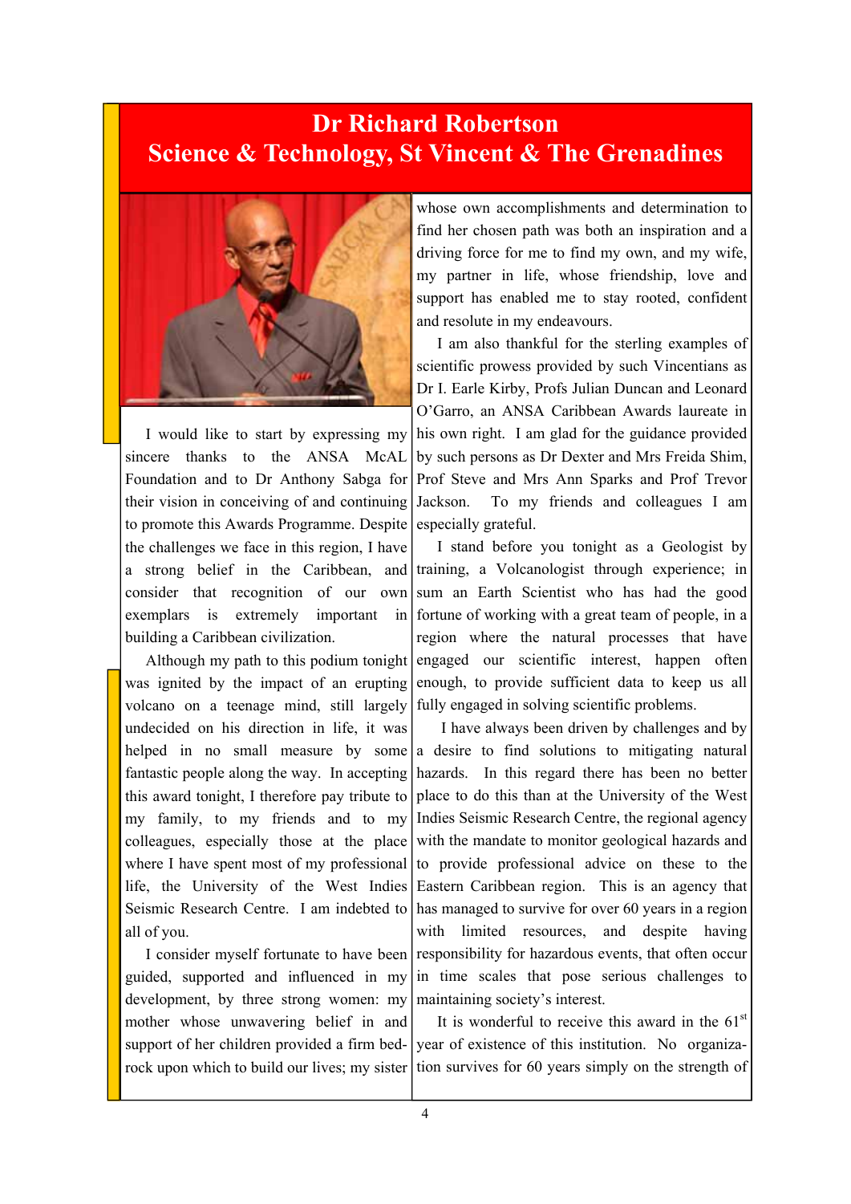# Dr Richard Robertson
## Science & Technology, St Vincent & The Grenadines

I would like to start by expressing my sincere thanks to the ANSA McAL Foundation and to Dr Anthony Sabga for their vision in conceiving of and continuing to promote this Awards Programme. Despite the challenges we face in this region, I have a strong belief in the Caribbean, and consider that recognition of our own exemplars is extremely important in building a Caribbean civilization.

Although my path to this podium tonight was ignited by the impact of an erupting volcano on a teenage mind, still largely undecided on his direction in life, it was helped in no small measure by some fantastic people along the way. In accepting this award tonight, I therefore pay tribute to my family, to my friends and to my colleagues, especially those at the place where I have spent most of my professional life, the University of the West Indies Seismic Research Centre. I am indebted to all of you.

I consider myself fortunate to have been guided, supported and influenced in my development, by three strong women: my mother whose unwavering belief in and support of her children provided a firm bed-rock upon which to build our lives; my sister whose own accomplishments and determination to find her chosen path was both an inspiration and a driving force for me to find my own, and my wife, my partner in life, whose friendship, love and support has enabled me to stay rooted, confident and resolute in my endeavours.

I am also thankful for the sterling examples of scientific prowess provided by such Vincentians as Dr I. Earle Kirby, Profs Julian Duncan and Leonard O'Garro, an ANSA Caribbean Awards laureate in his own right. I am glad for the guidance provided by such persons as Dr Dexter and Mrs Freida Shim, Prof Steve and Mrs Ann Sparks and Prof Trevor Jackson. To my friends and colleagues I am especially grateful.

I stand before you tonight as a Geologist by training, a Volcanologist through experience; in sum an Earth Scientist who has had the good fortune of working with a great team of people, in a region where the natural processes that have engaged our scientific interest, happen often enough, to provide sufficient data to keep us all fully engaged in solving scientific problems.

I have always been driven by challenges and by a desire to find solutions to mitigating natural hazards. In this regard there has been no better place to do this than at the University of the West Indies Seismic Research Centre, the regional agency with the mandate to monitor geological hazards and to provide professional advice on these to the Eastern Caribbean region. This is an agency that has managed to survive for over 60 years in a region with limited resources, and despite having responsibility for hazardous events, that often occur in time scales that pose serious challenges to maintaining society's interest.

It is wonderful to receive this award in the 61st year of existence of this institution. No organization survives for 60 years simply on the strength of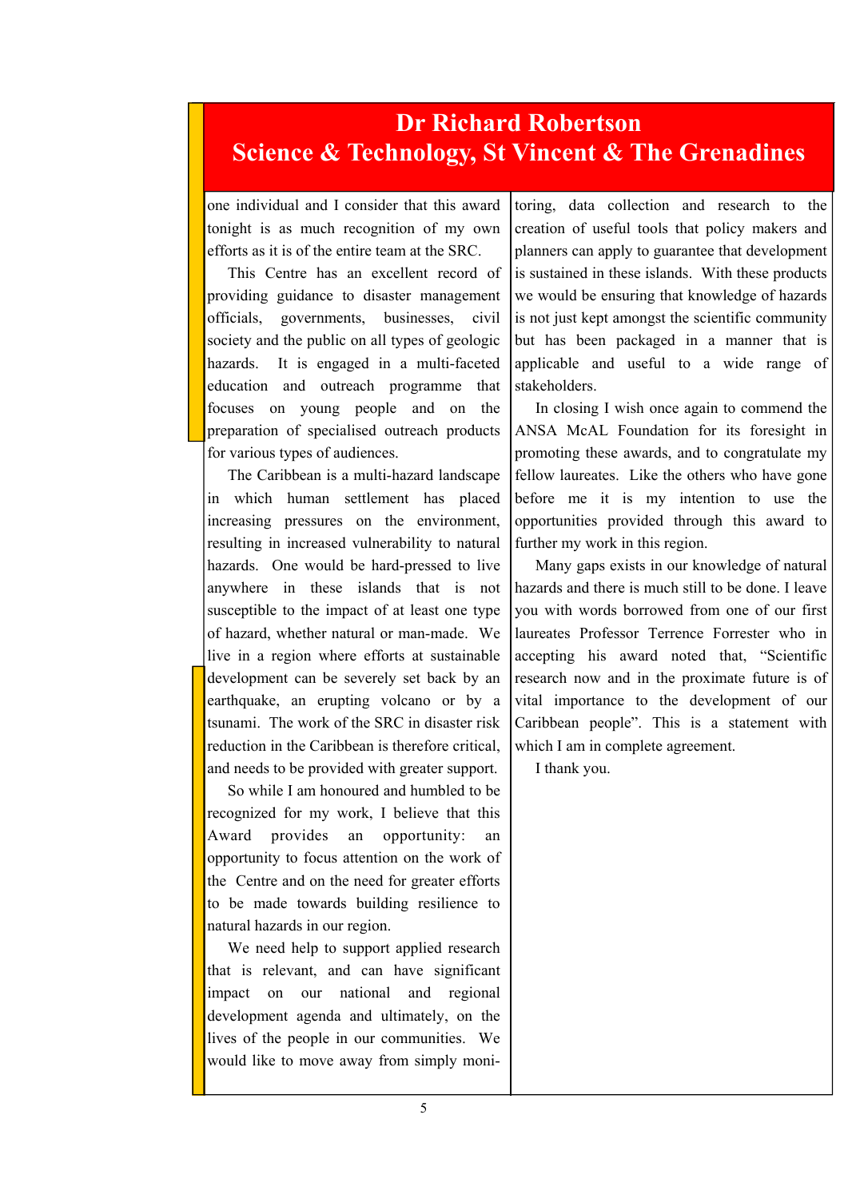# Dr Richard Robertson
# Science & Technology, St Vincent & The Grenadines

one individual and I consider that this award tonight is as much recognition of my own efforts as it is of the entire team at the SRC.

This Centre has an excellent record of providing guidance to disaster management officials, governments, businesses, civil society and the public on all types of geologic hazards. It is engaged in a multi-faceted education and outreach programme that focuses on young people and on the preparation of specialised outreach products for various types of audiences.

The Caribbean is a multi-hazard landscape in which human settlement has placed increasing pressures on the environment, resulting in increased vulnerability to natural hazards. One would be hard-pressed to live anywhere in these islands that is not susceptible to the impact of at least one type of hazard, whether natural or man-made. We live in a region where efforts at sustainable development can be severely set back by an earthquake, an erupting volcano or by a tsunami. The work of the SRC in disaster risk reduction in the Caribbean is therefore critical, and needs to be provided with greater support.

So while I am honoured and humbled to be recognized for my work, I believe that this Award provides an opportunity: an opportunity to focus attention on the work of the Centre and on the need for greater efforts to be made towards building resilience to natural hazards in our region.

We need help to support applied research that is relevant, and can have significant impact on our national and regional development agenda and ultimately, on the lives of the people in our communities. We would like to move away from simply monitoring, data collection and research to the creation of useful tools that policy makers and planners can apply to guarantee that development is sustained in these islands. With these products we would be ensuring that knowledge of hazards is not just kept amongst the scientific community but has been packaged in a manner that is applicable and useful to a wide range of stakeholders.

In closing I wish once again to commend the ANSA McAL Foundation for its foresight in promoting these awards, and to congratulate my fellow laureates. Like the others who have gone before me it is my intention to use the opportunities provided through this award to further my work in this region.

Many gaps exists in our knowledge of natural hazards and there is much still to be done. I leave you with words borrowed from one of our first laureates Professor Terrence Forrester who in accepting his award noted that, "Scientific research now and in the proximate future is of vital importance to the development of our Caribbean people". This is a statement with which I am in complete agreement.

I thank you.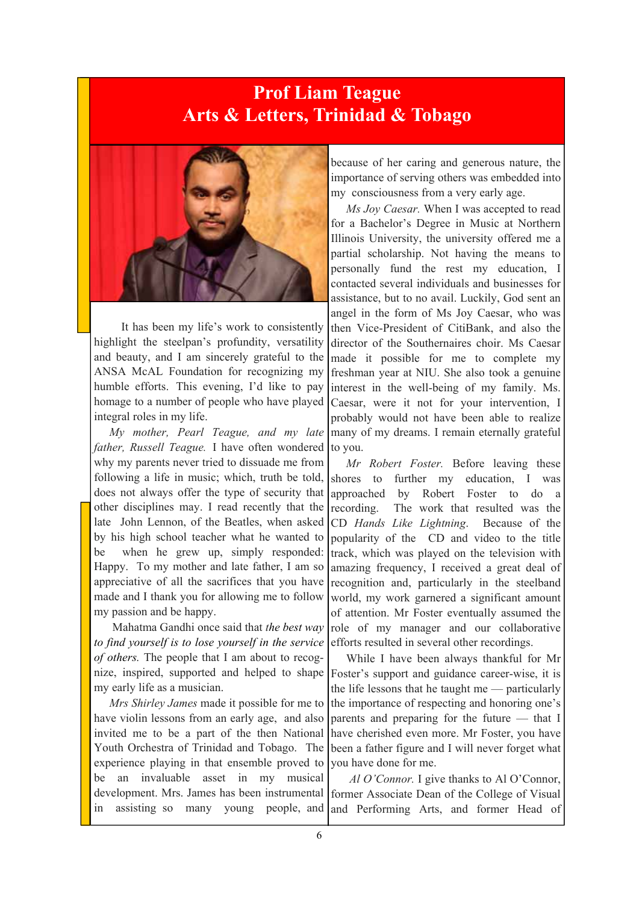# Prof Liam Teague
## Arts & Letters, Trinidad & Tobago

It has been my life's work to consistently highlight the steelpan's profundity, versatility and beauty, and I am sincerely grateful to the ANSA McAL Foundation for recognizing my humble efforts. This evening, I'd like to pay homage to a number of people who have played integral roles in my life.

*My mother, Pearl Teague, and my late father, Russell Teague.* I have often wondered why my parents never tried to dissuade me from following a life in music; which, truth be told, does not always offer the type of security that other disciplines may. I read recently that the late John Lennon, of the Beatles, when asked by his high school teacher what he wanted to be when he grew up, simply responded: Happy. To my mother and late father, I am so appreciative of all the sacrifices that you have made and I thank you for allowing me to follow my passion and be happy.

Mahatma Gandhi once said that *the best way to find yourself is to lose yourself in the service of others.* The people that I am about to recognize, inspired, supported and helped to shape my early life as a musician.

*Mrs Shirley James* made it possible for me to have violin lessons from an early age, and also invited me to be a part of the then National Youth Orchestra of Trinidad and Tobago. The experience playing in that ensemble proved to be an invaluable asset in my musical development. Mrs. James has been instrumental in assisting so many young people, and because of her caring and generous nature, the importance of serving others was embedded into my consciousness from a very early age.

*Ms Joy Caesar.* When I was accepted to read for a Bachelor's Degree in Music at Northern Illinois University, the university offered me a partial scholarship. Not having the means to personally fund the rest my education, I contacted several individuals and businesses for assistance, but to no avail. Luckily, God sent an angel in the form of Ms Joy Caesar, who was then Vice-President of CitiBank, and also the director of the Southernaires choir. Ms Caesar made it possible for me to complete my freshman year at NIU. She also took a genuine interest in the well-being of my family. Ms. Caesar, were it not for your intervention, I probably would not have been able to realize many of my dreams. I remain eternally grateful to you.

*Mr Robert Foster.* Before leaving these shores to further my education, I was approached by Robert Foster to do a recording. The work that resulted was the CD *Hands Like Lightning*. Because of the popularity of the CD and video to the title track, which was played on the television with amazing frequency, I received a great deal of recognition and, particularly in the steelband world, my work garnered a significant amount of attention. Mr Foster eventually assumed the role of my manager and our collaborative efforts resulted in several other recordings.

While I have been always thankful for Mr Foster's support and guidance career-wise, it is the life lessons that he taught me — particularly the importance of respecting and honoring one's parents and preparing for the future — that I have cherished even more. Mr Foster, you have been a father figure and I will never forget what you have done for me.

*Al O'Connor.* I give thanks to Al O'Connor, former Associate Dean of the College of Visual and Performing Arts, and former Head of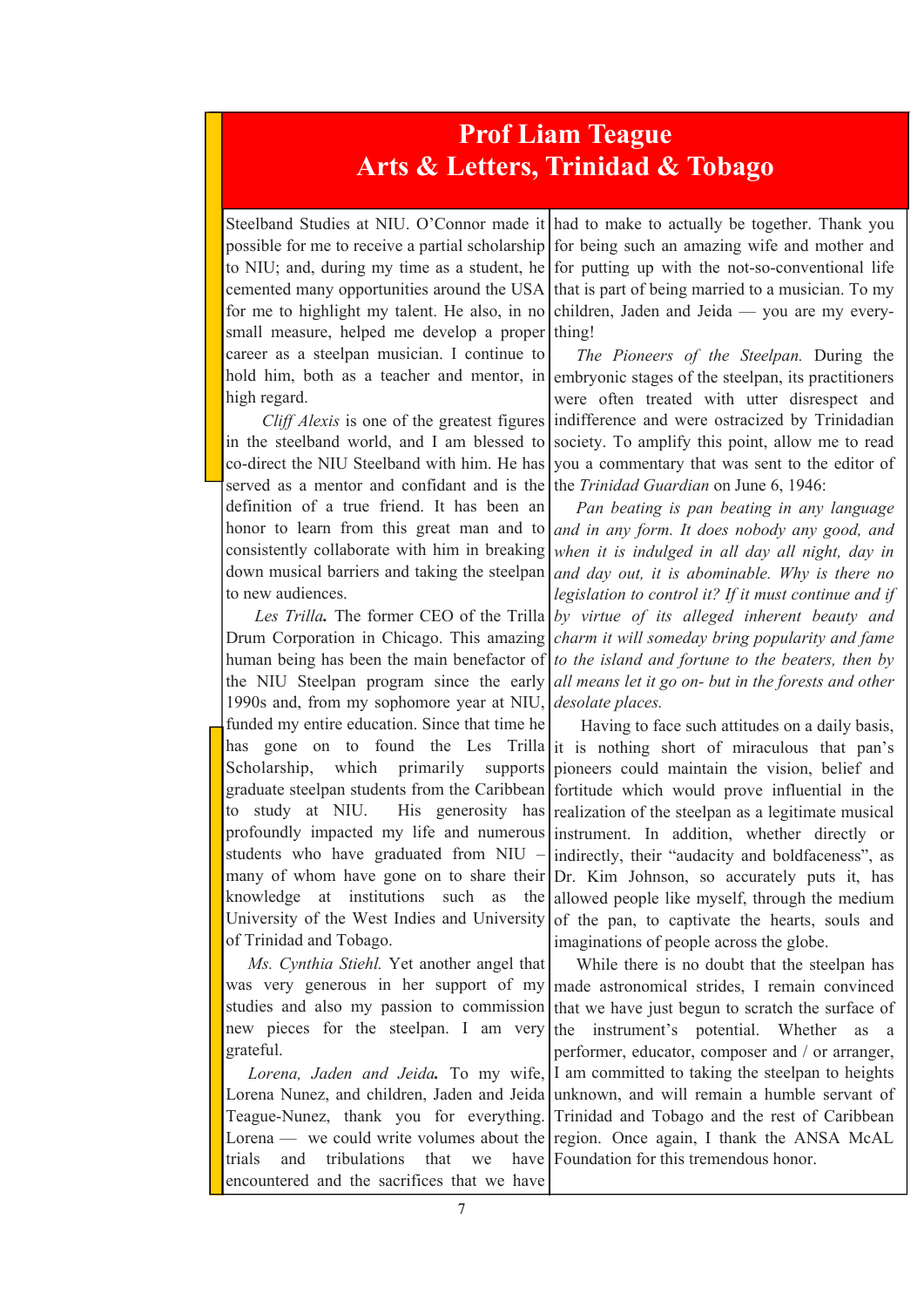# Prof Liam Teague
## Arts & Letters, Trinidad & Tobago

Steelband Studies at NIU. O'Connor made it possible for me to receive a partial scholarship to NIU; and, during my time as a student, he cemented many opportunities around the USA for me to highlight my talent. He also, in no small measure, helped me develop a proper career as a steelpan musician. I continue to hold him, both as a teacher and mentor, in high regard.

*Cliff Alexis* is one of the greatest figures in the steelband world, and I am blessed to co-direct the NIU Steelband with him. He has served as a mentor and confidant and is the definition of a true friend. It has been an honor to learn from this great man and to consistently collaborate with him in breaking down musical barriers and taking the steelpan to new audiences.

*Les Trilla***.** The former CEO of the Trilla Drum Corporation in Chicago. This amazing human being has been the main benefactor of the NIU Steelpan program since the early 1990s and, from my sophomore year at NIU, funded my entire education. Since that time he has gone on to found the Les Trilla Scholarship, which primarily supports graduate steelpan students from the Caribbean to study at NIU. His generosity has profoundly impacted my life and numerous students who have graduated from NIU – many of whom have gone on to share their knowledge at institutions such as the University of the West Indies and University of Trinidad and Tobago.

*Ms. Cynthia Stiehl.* Yet another angel that was very generous in her support of my studies and also my passion to commission new pieces for the steelpan. I am very grateful.

*Lorena, Jaden and Jeida***.** To my wife, Lorena Nunez, and children, Jaden and Jeida Teague-Nunez, thank you for everything. Lorena — we could write volumes about the trials and tribulations that we have encountered and the sacrifices that we have had to make to actually be together. Thank you for being such an amazing wife and mother and for putting up with the not-so-conventional life that is part of being married to a musician. To my children, Jaden and Jeida — you are my everything!

*The Pioneers of the Steelpan.* During the embryonic stages of the steelpan, its practitioners were often treated with utter disrespect and indifference and were ostracized by Trinidadian society. To amplify this point, allow me to read you a commentary that was sent to the editor of the *Trinidad Guardian* on June 6, 1946:

*Pan beating is pan beating in any language and in any form. It does nobody any good, and when it is indulged in all day all night, day in and day out, it is abominable. Why is there no legislation to control it? If it must continue and if by virtue of its alleged inherent beauty and charm it will someday bring popularity and fame to the island and fortune to the beaters, then by all means let it go on- but in the forests and other desolate places.*

Having to face such attitudes on a daily basis, it is nothing short of miraculous that pan's pioneers could maintain the vision, belief and fortitude which would prove influential in the realization of the steelpan as a legitimate musical instrument. In addition, whether directly or indirectly, their "audacity and boldfaceness", as Dr. Kim Johnson, so accurately puts it, has allowed people like myself, through the medium of the pan, to captivate the hearts, souls and imaginations of people across the globe.

While there is no doubt that the steelpan has made astronomical strides, I remain convinced that we have just begun to scratch the surface of the instrument's potential. Whether as a performer, educator, composer and / or arranger, I am committed to taking the steelpan to heights unknown, and will remain a humble servant of Trinidad and Tobago and the rest of Caribbean region. Once again, I thank the ANSA McAL Foundation for this tremendous honor.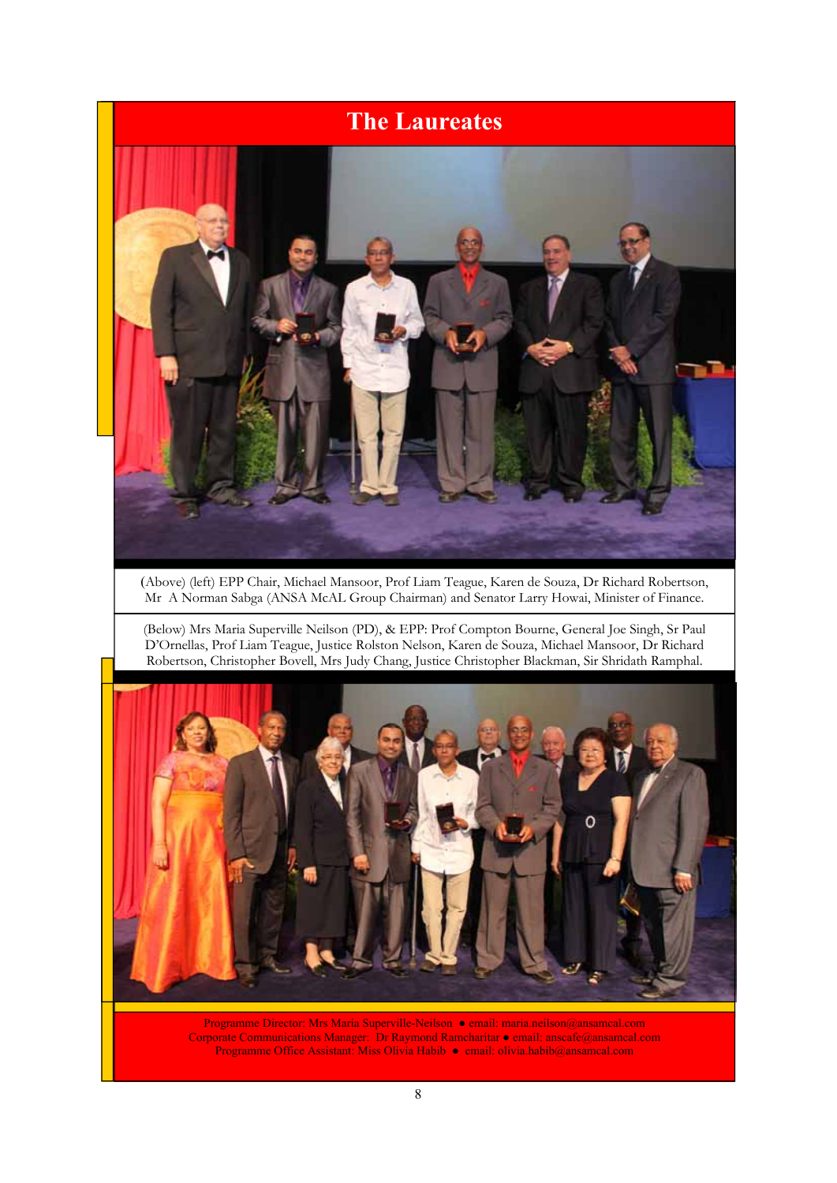# The Laureates

(Above) (left) EPP Chair, Michael Mansoor, Prof Liam Teague, Karen de Souza, Dr Richard Robertson, Mr A Norman Sabga (ANSA McAL Group Chairman) and Senator Larry Howai, Minister of Finance.

(Below) Mrs Maria Superville Neilson (PD), & EPP: Prof Compton Bourne, General Joe Singh, Sr Paul D'Ornellas, Prof Liam Teague, Justice Rolston Nelson, Karen de Souza, Michael Mansoor, Dr Richard Robertson, Christopher Bovell, Mrs Judy Chang, Justice Christopher Blackman, Sir Shridath Ramphal.

Programme Director: Mrs Maria Superville-Neilson ● email: maria.neilson@ansamcal.com
Corporate Communications Manager: Dr Raymond Ramcharitar ● email: anscafe@ansamcal.com
Programme Office Assistant: Miss Olivia Habib ● email: olivia.habib@ansamcal.com